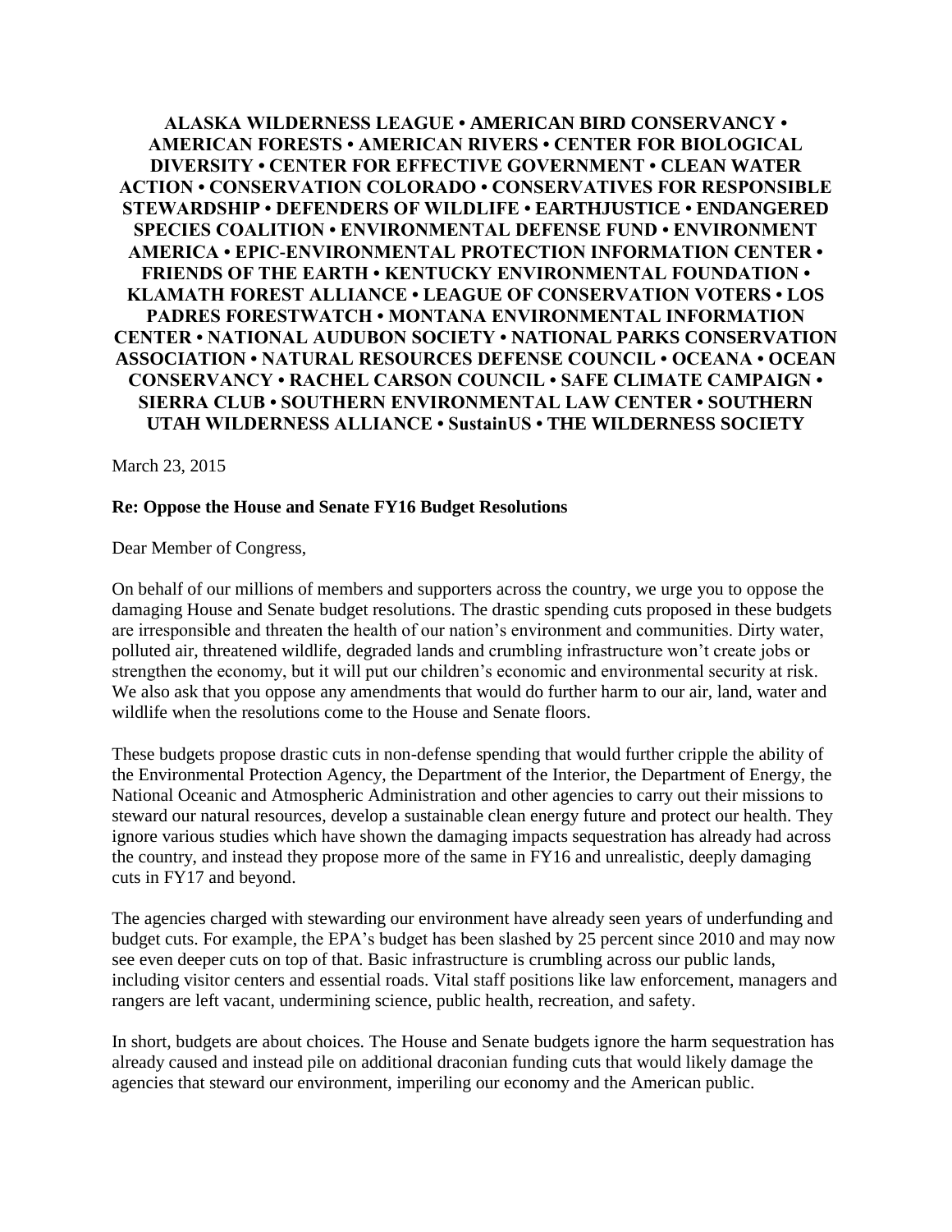**ALASKA WILDERNESS LEAGUE • AMERICAN BIRD CONSERVANCY • AMERICAN FORESTS • AMERICAN RIVERS • CENTER FOR BIOLOGICAL DIVERSITY • CENTER FOR EFFECTIVE GOVERNMENT • CLEAN WATER ACTION • CONSERVATION COLORADO • CONSERVATIVES FOR RESPONSIBLE STEWARDSHIP • DEFENDERS OF WILDLIFE • EARTHJUSTICE • ENDANGERED SPECIES COALITION • ENVIRONMENTAL DEFENSE FUND • ENVIRONMENT AMERICA • EPIC-ENVIRONMENTAL PROTECTION INFORMATION CENTER • FRIENDS OF THE EARTH • KENTUCKY ENVIRONMENTAL FOUNDATION • KLAMATH FOREST ALLIANCE • LEAGUE OF CONSERVATION VOTERS • LOS PADRES FORESTWATCH • MONTANA ENVIRONMENTAL INFORMATION CENTER • NATIONAL AUDUBON SOCIETY • NATIONAL PARKS CONSERVATION ASSOCIATION • NATURAL RESOURCES DEFENSE COUNCIL • OCEANA • OCEAN CONSERVANCY • RACHEL CARSON COUNCIL • SAFE CLIMATE CAMPAIGN • SIERRA CLUB • SOUTHERN ENVIRONMENTAL LAW CENTER • SOUTHERN UTAH WILDERNESS ALLIANCE • SustainUS • THE WILDERNESS SOCIETY**

March 23, 2015

**Re: Oppose the House and Senate FY16 Budget Resolutions**

Dear Member of Congress,

On behalf of our millions of members and supporters across the country, we urge you to oppose the damaging House and Senate budget resolutions. The drastic spending cuts proposed in these budgets are irresponsible and threaten the health of our nation's environment and communities. Dirty water, polluted air, threatened wildlife, degraded lands and crumbling infrastructure won't create jobs or strengthen the economy, but it will put our children's economic and environmental security at risk. We also ask that you oppose any amendments that would do further harm to our air, land, water and wildlife when the resolutions come to the House and Senate floors.

These budgets propose drastic cuts in non-defense spending that would further cripple the ability of the Environmental Protection Agency, the Department of the Interior, the Department of Energy, the National Oceanic and Atmospheric Administration and other agencies to carry out their missions to steward our natural resources, develop a sustainable clean energy future and protect our health. They ignore various studies which have shown the damaging impacts sequestration has already had across the country, and instead they propose more of the same in FY16 and unrealistic, deeply damaging cuts in FY17 and beyond.

The agencies charged with stewarding our environment have already seen years of underfunding and budget cuts. For example, the EPA's budget has been slashed by 25 percent since 2010 and may now see even deeper cuts on top of that. Basic infrastructure is crumbling across our public lands, including visitor centers and essential roads. Vital staff positions like law enforcement, managers and rangers are left vacant, undermining science, public health, recreation, and safety.

In short, budgets are about choices. The House and Senate budgets ignore the harm sequestration has already caused and instead pile on additional draconian funding cuts that would likely damage the agencies that steward our environment, imperiling our economy and the American public.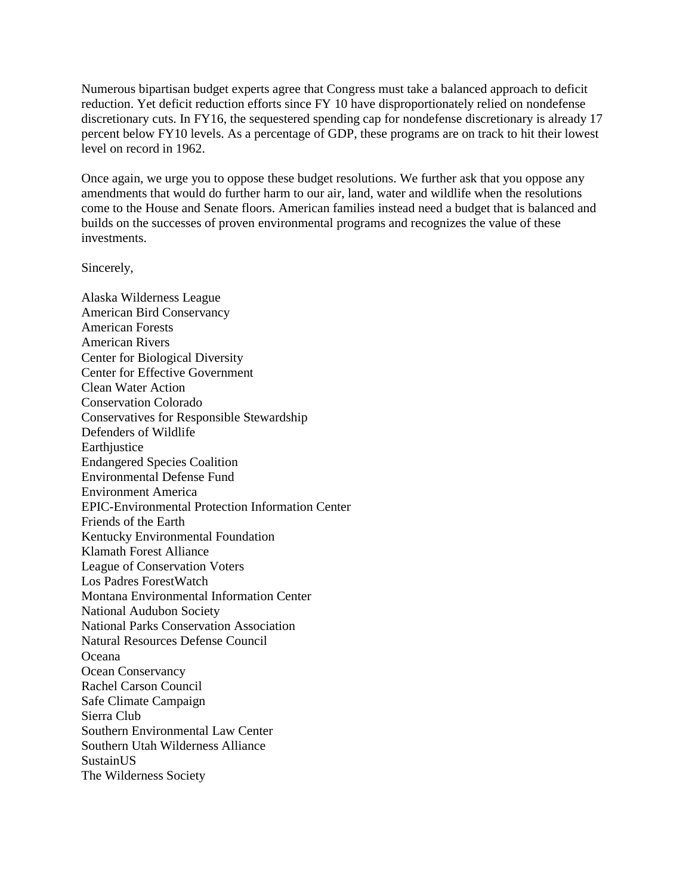Numerous bipartisan budget experts agree that Congress must take a balanced approach to deficit reduction. Yet deficit reduction efforts since FY 10 have disproportionately relied on nondefense discretionary cuts. In FY16, the sequestered spending cap for nondefense discretionary is already 17 percent below FY10 levels. As a percentage of GDP, these programs are on track to hit their lowest level on record in 1962.

Once again, we urge you to oppose these budget resolutions. We further ask that you oppose any amendments that would do further harm to our air, land, water and wildlife when the resolutions come to the House and Senate floors. American families instead need a budget that is balanced and builds on the successes of proven environmental programs and recognizes the value of these investments.

Sincerely,

Alaska Wilderness League
American Bird Conservancy
American Forests
American Rivers
Center for Biological Diversity
Center for Effective Government
Clean Water Action
Conservation Colorado
Conservatives for Responsible Stewardship
Defenders of Wildlife
Earthjustice
Endangered Species Coalition
Environmental Defense Fund
Environment America
EPIC-Environmental Protection Information Center
Friends of the Earth
Kentucky Environmental Foundation
Klamath Forest Alliance
League of Conservation Voters
Los Padres ForestWatch
Montana Environmental Information Center
National Audubon Society
National Parks Conservation Association
Natural Resources Defense Council
Oceana
Ocean Conservancy
Rachel Carson Council
Safe Climate Campaign
Sierra Club
Southern Environmental Law Center
Southern Utah Wilderness Alliance
SustainUS
The Wilderness Society